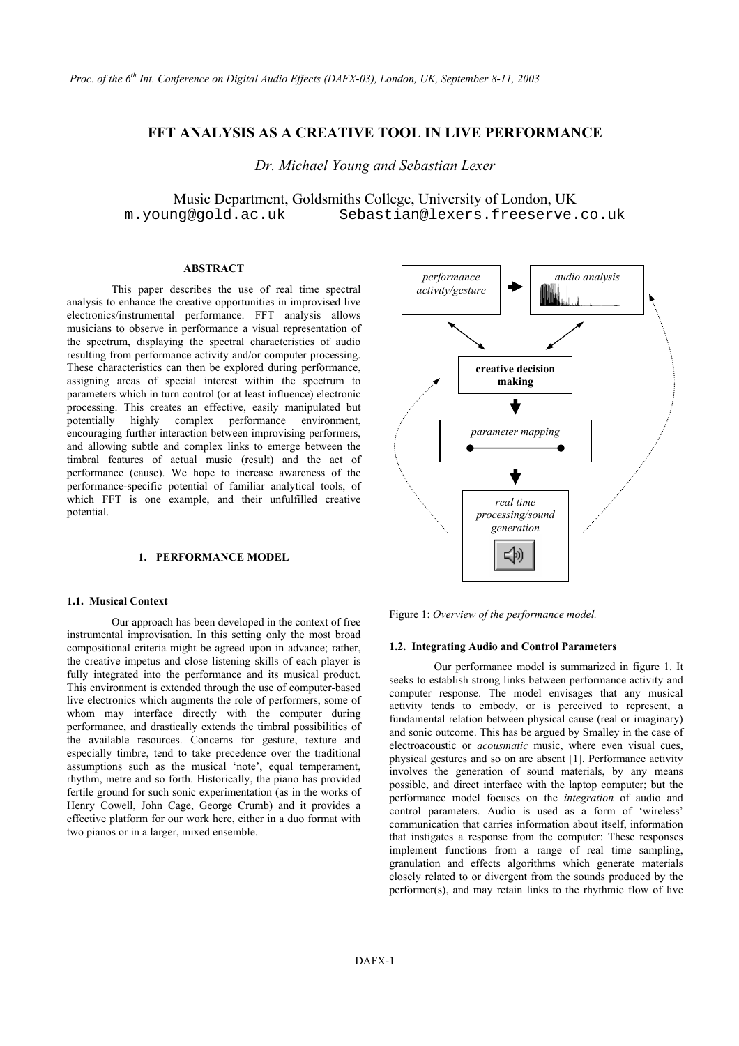# FFT ANALYSIS AS A CREATIVE TOOL IN LIVE PERFORMANCE

*Dr. Michael Young and Sebastian Lexer*

Music Department, Goldsmiths College, University of London, UK
m.young@gold.ac.uk Sebastian@lexers.freeserve.co.uk

## ABSTRACT

This paper describes the use of real time spectral analysis to enhance the creative opportunities in improvised live electronics/instrumental performance. FFT analysis allows musicians to observe in performance a visual representation of the spectrum, displaying the spectral characteristics of audio resulting from performance activity and/or computer processing. These characteristics can then be explored during performance, assigning areas of special interest within the spectrum to parameters which in turn control (or at least influence) electronic processing. This creates an effective, easily manipulated but potentially highly complex performance environment, encouraging further interaction between improvising performers, and allowing subtle and complex links to emerge between the timbral features of actual music (result) and the act of performance (cause). We hope to increase awareness of the performance-specific potential of familiar analytical tools, of which FFT is one example, and their unfulfilled creative potential.

## 1. PERFORMANCE MODEL

### 1.1. Musical Context

Our approach has been developed in the context of free instrumental improvisation. In this setting only the most broad compositional criteria might be agreed upon in advance; rather, the creative impetus and close listening skills of each player is fully integrated into the performance and its musical product. This environment is extended through the use of computer-based live electronics which augments the role of performers, some of whom may interface directly with the computer during performance, and drastically extends the timbral possibilities of the available resources. Concerns for gesture, texture and especially timbre, tend to take precedence over the traditional assumptions such as the musical 'note', equal temperament, rhythm, metre and so forth. Historically, the piano has provided fertile ground for such sonic experimentation (as in the works of Henry Cowell, John Cage, George Crumb) and it provides a effective platform for our work here, either in a duo format with two pianos or in a larger, mixed ensemble.

*performance activity/gesture* → *audio analysis*

**creative decision making**

*parameter mapping*

*real time processing/sound generation*

Figure 1: *Overview of the performance model.*

### 1.2. Integrating Audio and Control Parameters

Our performance model is summarized in figure 1. It seeks to establish strong links between performance activity and computer response. The model envisages that any musical activity tends to embody, or is perceived to represent, a fundamental relation between physical cause (real or imaginary) and sonic outcome. This has been argued by Smalley in the case of electroacoustic or *acousmatic* music, where even visual cues, physical gestures and so on are absent [1]. Performance activity involves the generation of sound materials, by any means possible, and direct interface with the laptop computer; but the performance model focuses on the *integration* of audio and control parameters. Audio is used as a form of 'wireless' communication that carries information about itself, information that instigates a response from the computer: These responses implement functions from a range of real time sampling, granulation and effects algorithms which generate materials closely related to or divergent from the sounds produced by the performer(s), and may retain links to the rhythmic flow of live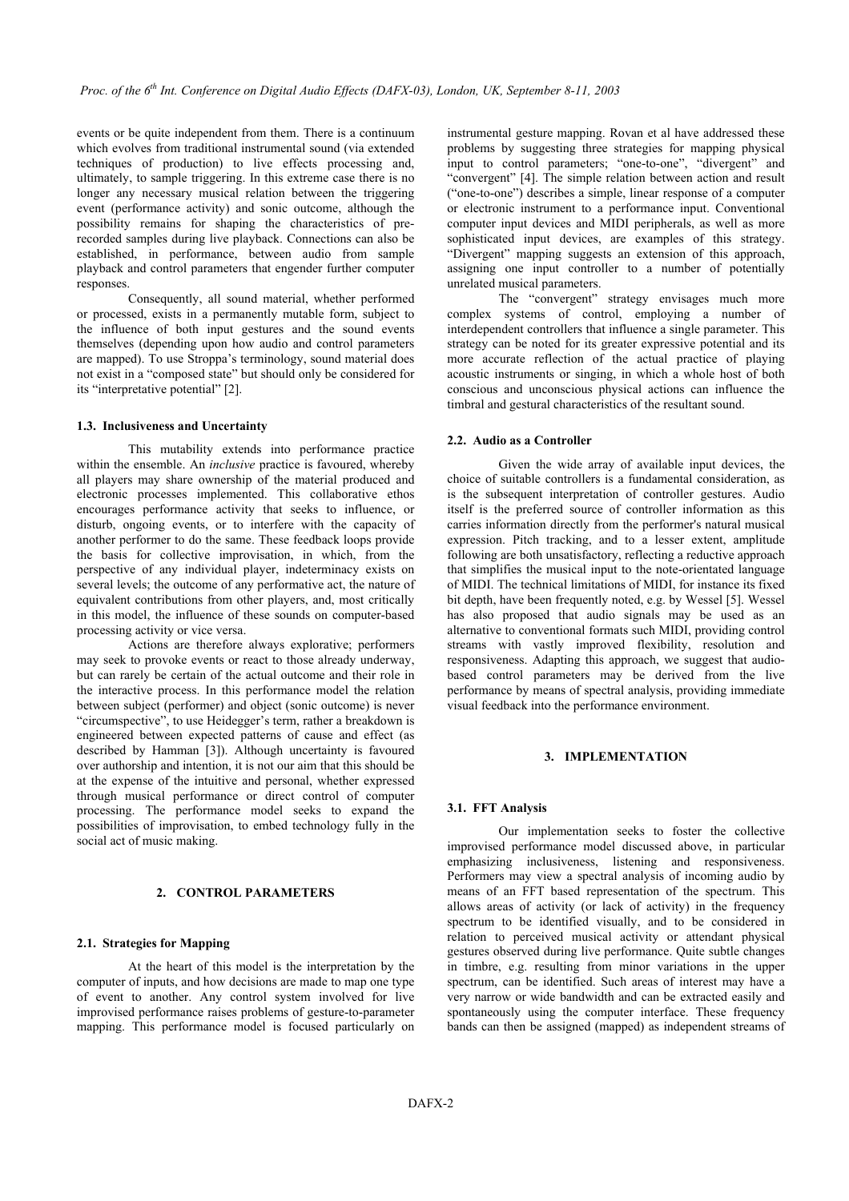events or be quite independent from them. There is a continuum which evolves from traditional instrumental sound (via extended techniques of production) to live effects processing and, ultimately, to sample triggering. In this extreme case there is no longer any necessary musical relation between the triggering event (performance activity) and sonic outcome, although the possibility remains for shaping the characteristics of pre-recorded samples during live playback. Connections can also be established, in performance, between audio from sample playback and control parameters that engender further computer responses.

Consequently, all sound material, whether performed or processed, exists in a permanently mutable form, subject to the influence of both input gestures and the sound events themselves (depending upon how audio and control parameters are mapped). To use Stroppa's terminology, sound material does not exist in a "composed state" but should only be considered for its "interpretative potential" [2].

### 1.3. Inclusiveness and Uncertainty

This mutability extends into performance practice within the ensemble. An *inclusive* practice is favoured, whereby all players may share ownership of the material produced and electronic processes implemented. This collaborative ethos encourages performance activity that seeks to influence, or disturb, ongoing events, or to interfere with the capacity of another performer to do the same. These feedback loops provide the basis for collective improvisation, in which, from the perspective of any individual player, indeterminacy exists on several levels; the outcome of any performative act, the nature of equivalent contributions from other players, and, most critically in this model, the influence of these sounds on computer-based processing activity or vice versa.

Actions are therefore always explorative; performers may seek to provoke events or react to those already underway, but can rarely be certain of the actual outcome and their role in the interactive process. In this performance model the relation between subject (performer) and object (sonic outcome) is never "circumspective", to use Heidegger's term, rather a breakdown is engineered between expected patterns of cause and effect (as described by Hamman [3]). Although uncertainty is favoured over authorship and intention, it is not our aim that this should be at the expense of the intuitive and personal, whether expressed through musical performance or direct control of computer processing. The performance model seeks to expand the possibilities of improvisation, to embed technology fully in the social act of music making.

## 2. CONTROL PARAMETERS

### 2.1. Strategies for Mapping

At the heart of this model is the interpretation by the computer of inputs, and how decisions are made to map one type of event to another. Any control system involved for live improvised performance raises problems of gesture-to-parameter mapping. This performance model is focused particularly on instrumental gesture mapping. Rovan et al have addressed these problems by suggesting three strategies for mapping physical input to control parameters; "one-to-one", "divergent" and "convergent" [4]. The simple relation between action and result ("one-to-one") describes a simple, linear response of a computer or electronic instrument to a performance input. Conventional computer input devices and MIDI peripherals, as well as more sophisticated input devices, are examples of this strategy. "Divergent" mapping suggests an extension of this approach, assigning one input controller to a number of potentially unrelated musical parameters.

The "convergent" strategy envisages much more complex systems of control, employing a number of interdependent controllers that influence a single parameter. This strategy can be noted for its greater expressive potential and its more accurate reflection of the actual practice of playing acoustic instruments or singing, in which a whole host of both conscious and unconscious physical actions can influence the timbral and gestural characteristics of the resultant sound.

### 2.2. Audio as a Controller

Given the wide array of available input devices, the choice of suitable controllers is a fundamental consideration, as is the subsequent interpretation of controller gestures. Audio itself is the preferred source of controller information as this carries information directly from the performer's natural musical expression. Pitch tracking, and to a lesser extent, amplitude following are both unsatisfactory, reflecting a reductive approach that simplifies the musical input to the note-orientated language of MIDI. The technical limitations of MIDI, for instance its fixed bit depth, have been frequently noted, e.g. by Wessel [5]. Wessel has also proposed that audio signals may be used as an alternative to conventional formats such MIDI, providing control streams with vastly improved flexibility, resolution and responsiveness. Adapting this approach, we suggest that audio-based control parameters may be derived from the live performance by means of spectral analysis, providing immediate visual feedback into the performance environment.

## 3. IMPLEMENTATION

### 3.1. FFT Analysis

Our implementation seeks to foster the collective improvised performance model discussed above, in particular emphasizing inclusiveness, listening and responsiveness. Performers may view a spectral analysis of incoming audio by means of an FFT based representation of the spectrum. This allows areas of activity (or lack of activity) in the frequency spectrum to be identified visually, and to be considered in relation to perceived musical activity or attendant physical gestures observed during live performance. Quite subtle changes in timbre, e.g. resulting from minor variations in the upper spectrum, can be identified. Such areas of interest may have a very narrow or wide bandwidth and can be extracted easily and spontaneously using the computer interface. These frequency bands can then be assigned (mapped) as independent streams of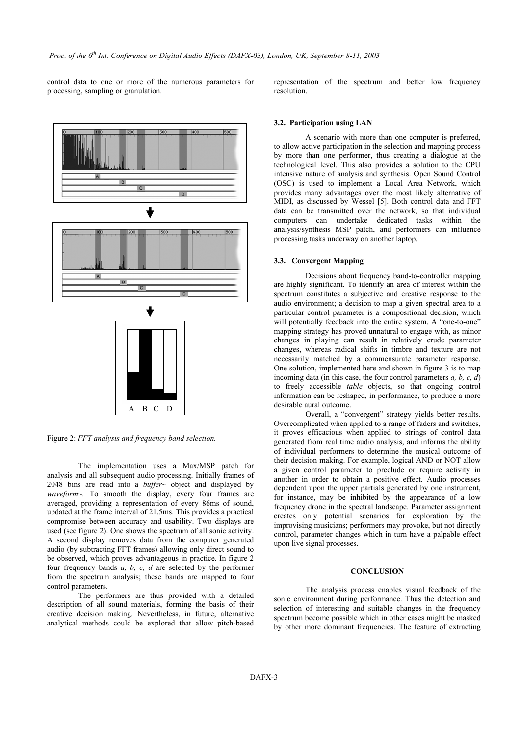control data to one or more of the numerous parameters for processing, sampling or granulation.

Figure 2: *FFT analysis and frequency band selection.*

The implementation uses a Max/MSP patch for analysis and all subsequent audio processing. Initially frames of 2048 bins are read into a *buffer~* object and displayed by *waveform~*. To smooth the display, every four frames are averaged, providing a representation of every 86ms of sound, updated at the frame interval of 21.5ms. This provides a practical compromise between accuracy and usability. Two displays are used (see figure 2). One shows the spectrum of all sonic activity. A second display removes data from the computer generated audio (by subtracting FFT frames) allowing only direct sound to be observed, which proves advantageous in practice. In figure 2 four frequency bands *a, b, c, d* are selected by the performer from the spectrum analysis; these bands are mapped to four control parameters.

The performers are thus provided with a detailed description of all sound materials, forming the basis of their creative decision making. Nevertheless, in future, alternative analytical methods could be explored that allow pitch-based representation of the spectrum and better low frequency resolution.

### 3.2. Participation using LAN

A scenario with more than one computer is preferred, to allow active participation in the selection and mapping process by more than one performer, thus creating a dialogue at the technological level. This also provides a solution to the CPU intensive nature of analysis and synthesis. Open Sound Control (OSC) is used to implement a Local Area Network, which provides many advantages over the most likely alternative of MIDI, as discussed by Wessel [5]. Both control data and FFT data can be transmitted over the network, so that individual computers can undertake dedicated tasks within the analysis/synthesis MSP patch, and performers can influence processing tasks underway on another laptop.

### 3.3. Convergent Mapping

Decisions about frequency band-to-controller mapping are highly significant. To identify an area of interest within the spectrum constitutes a subjective and creative response to the audio environment; a decision to map a given spectral area to a particular control parameter is a compositional decision, which will potentially feedback into the entire system. A "one-to-one" mapping strategy has proved unnatural to engage with, as minor changes in playing can result in relatively crude parameter changes, whereas radical shifts in timbre and texture are not necessarily matched by a commensurate parameter response. One solution, implemented here and shown in figure 3 is to map incoming data (in this case, the four control parameters *a, b, c, d*) to freely accessible *table* objects, so that ongoing control information can be reshaped, in performance, to produce a more desirable aural outcome.

Overall, a "convergent" strategy yields better results. Overcomplicated when applied to a range of faders and switches, it proves efficacious when applied to strings of control data generated from real time audio analysis, and informs the ability of individual performers to determine the musical outcome of their decision making. For example, logical AND or NOT allow a given control parameter to preclude or require activity in another in order to obtain a positive effect. Audio processes dependent upon the upper partials generated by one instrument, for instance, may be inhibited by the appearance of a low frequency drone in the spectral landscape. Parameter assignment creates only potential scenarios for exploration by the improvising musicians; performers may provoke, but not directly control, parameter changes which in turn have a palpable effect upon live signal processes.

## CONCLUSION

The analysis process enables visual feedback of the sonic environment during performance. Thus the detection and selection of interesting and suitable changes in the frequency spectrum become possible which in other cases might be masked by other more dominant frequencies. The feature of extracting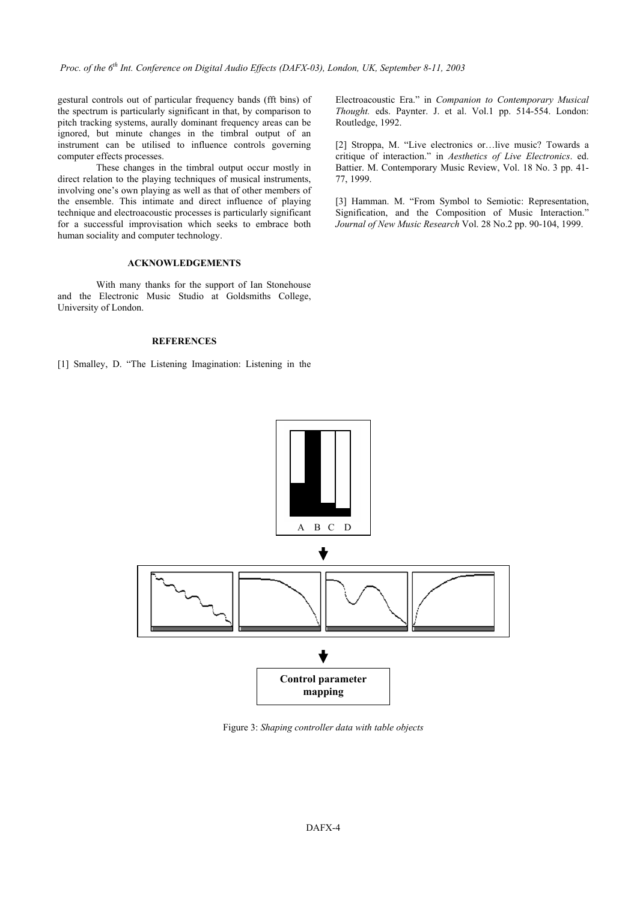gestural controls out of particular frequency bands (fft bins) of the spectrum is particularly significant in that, by comparison to pitch tracking systems, aurally dominant frequency areas can be ignored, but minute changes in the timbral output of an instrument can be utilised to influence controls governing computer effects processes.

These changes in the timbral output occur mostly in direct relation to the playing techniques of musical instruments, involving one's own playing as well as that of other members of the ensemble. This intimate and direct influence of playing technique and electroacoustic processes is particularly significant for a successful improvisation which seeks to embrace both human sociality and computer technology.

## ACKNOWLEDGEMENTS

With many thanks for the support of Ian Stonehouse and the Electronic Music Studio at Goldsmiths College, University of London.

## REFERENCES

[1] Smalley, D. "The Listening Imagination: Listening in the Electroacoustic Era." in *Companion to Contemporary Musical Thought.* eds. Paynter. J. et al. Vol.1 pp. 514-554. London: Routledge, 1992.

[2] Stroppa, M. "Live electronics or…live music? Towards a critique of interaction." in *Aesthetics of Live Electronics*. ed. Battier. M. Contemporary Music Review, Vol. 18 No. 3 pp. 41-77, 1999.

[3] Hamman. M. "From Symbol to Semiotic: Representation, Signification, and the Composition of Music Interaction." *Journal of New Music Research* Vol. 28 No.2 pp. 90-104, 1999.

A B C D

Control parameter mapping

Figure 3: *Shaping controller data with table objects*